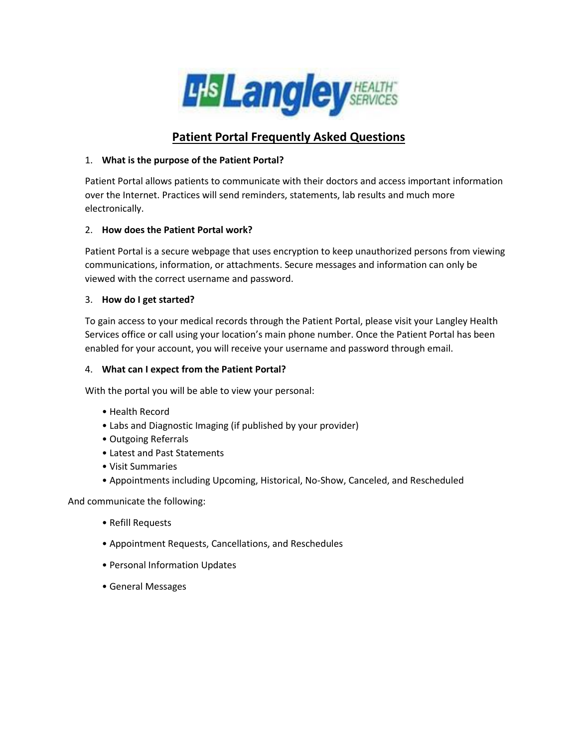# Langley Health Services

## Patient Portal Frequently Asked Questions

1. **What is the purpose of the Patient Portal?**

   Patient Portal allows patients to communicate with their doctors and access important information over the Internet. Practices will send reminders, statements, lab results and much more electronically.

2. **How does the Patient Portal work?**

   Patient Portal is a secure webpage that uses encryption to keep unauthorized persons from viewing communications, information, or attachments. Secure messages and information can only be viewed with the correct username and password.

3. **How do I get started?**

   To gain access to your medical records through the Patient Portal, please visit your Langley Health Services office or call using your location's main phone number. Once the Patient Portal has been enabled for your account, you will receive your username and password through email.

4. **What can I expect from the Patient Portal?**

   With the portal you will be able to view your personal:

   - Health Record
   - Labs and Diagnostic Imaging (if published by your provider)
   - Outgoing Referrals
   - Latest and Past Statements
   - Visit Summaries
   - Appointments including Upcoming, Historical, No-Show, Canceled, and Rescheduled

And communicate the following:

- Refill Requests
- Appointment Requests, Cancellations, and Reschedules
- Personal Information Updates
- General Messages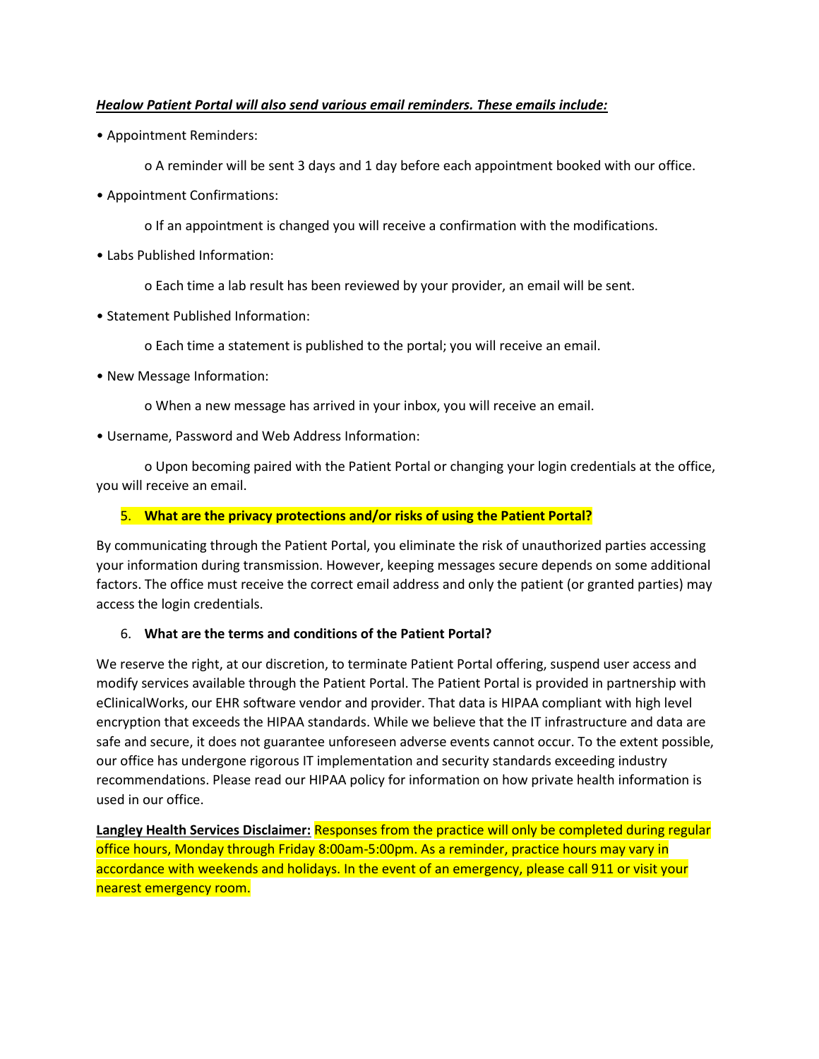***Healow Patient Portal will also send various email reminders. These emails include:***

- Appointment Reminders:
  - A reminder will be sent 3 days and 1 day before each appointment booked with our office.
- Appointment Confirmations:
  - If an appointment is changed you will receive a confirmation with the modifications.
- Labs Published Information:
  - Each time a lab result has been reviewed by your provider, an email will be sent.
- Statement Published Information:
  - Each time a statement is published to the portal; you will receive an email.
- New Message Information:
  - When a new message has arrived in your inbox, you will receive an email.
- Username, Password and Web Address Information:
  - Upon becoming paired with the Patient Portal or changing your login credentials at the office, you will receive an email.

5. **What are the privacy protections and/or risks of using the Patient Portal?**

By communicating through the Patient Portal, you eliminate the risk of unauthorized parties accessing your information during transmission. However, keeping messages secure depends on some additional factors. The office must receive the correct email address and only the patient (or granted parties) may access the login credentials.

6. **What are the terms and conditions of the Patient Portal?**

We reserve the right, at our discretion, to terminate Patient Portal offering, suspend user access and modify services available through the Patient Portal. The Patient Portal is provided in partnership with eClinicalWorks, our EHR software vendor and provider. That data is HIPAA compliant with high level encryption that exceeds the HIPAA standards. While we believe that the IT infrastructure and data are safe and secure, it does not guarantee unforeseen adverse events cannot occur. To the extent possible, our office has undergone rigorous IT implementation and security standards exceeding industry recommendations. Please read our HIPAA policy for information on how private health information is used in our office.

**Langley Health Services Disclaimer:** Responses from the practice will only be completed during regular office hours, Monday through Friday 8:00am-5:00pm. As a reminder, practice hours may vary in accordance with weekends and holidays. In the event of an emergency, please call 911 or visit your nearest emergency room.